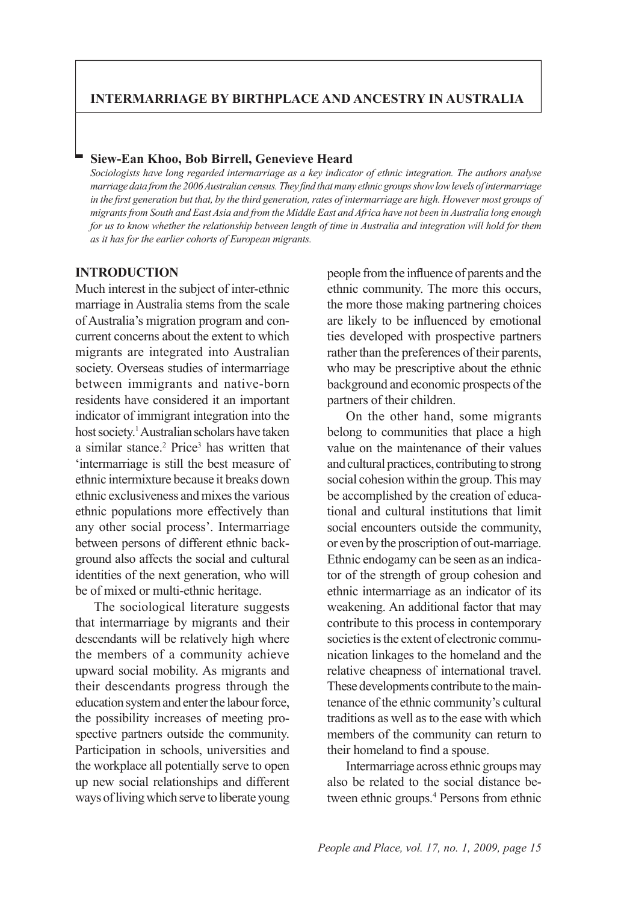# INTERMARRIAGE BY BIRTHPLACE AND ANCESTRY IN AUSTRALIA

**Siew-Ean Khoo, Bob Birrell, Genevieve Heard**

*Sociologists have long regarded intermarriage as a key indicator of ethnic integration. The authors analyse marriage data from the 2006 Australian census. They find that many ethnic groups show low levels of intermarriage in the first generation but that, by the third generation, rates of intermarriage are high. However most groups of migrants from South and East Asia and from the Middle East and Africa have not been in Australia long enough for us to know whether the relationship between length of time in Australia and integration will hold for them as it has for the earlier cohorts of European migrants.*

## INTRODUCTION

Much interest in the subject of inter-ethnic marriage in Australia stems from the scale of Australia's migration program and concurrent concerns about the extent to which migrants are integrated into Australian society. Overseas studies of intermarriage between immigrants and native-born residents have considered it an important indicator of immigrant integration into the host society.[1] Australian scholars have taken a similar stance.[2] Price[3] has written that 'intermarriage is still the best measure of ethnic intermixture because it breaks down ethnic exclusiveness and mixes the various ethnic populations more effectively than any other social process'. Intermarriage between persons of different ethnic background also affects the social and cultural identities of the next generation, who will be of mixed or multi-ethnic heritage.

The sociological literature suggests that intermarriage by migrants and their descendants will be relatively high where the members of a community achieve upward social mobility. As migrants and their descendants progress through the education system and enter the labour force, the possibility increases of meeting prospective partners outside the community. Participation in schools, universities and the workplace all potentially serve to open up new social relationships and different ways of living which serve to liberate young people from the influence of parents and the ethnic community. The more this occurs, the more those making partnering choices are likely to be influenced by emotional ties developed with prospective partners rather than the preferences of their parents, who may be prescriptive about the ethnic background and economic prospects of the partners of their children.

On the other hand, some migrants belong to communities that place a high value on the maintenance of their values and cultural practices, contributing to strong social cohesion within the group. This may be accomplished by the creation of educational and cultural institutions that limit social encounters outside the community, or even by the proscription of out-marriage. Ethnic endogamy can be seen as an indicator of the strength of group cohesion and ethnic intermarriage as an indicator of its weakening. An additional factor that may contribute to this process in contemporary societies is the extent of electronic communication linkages to the homeland and the relative cheapness of international travel. These developments contribute to the maintenance of the ethnic community's cultural traditions as well as to the ease with which members of the community can return to their homeland to find a spouse.

Intermarriage across ethnic groups may also be related to the social distance between ethnic groups.[4] Persons from ethnic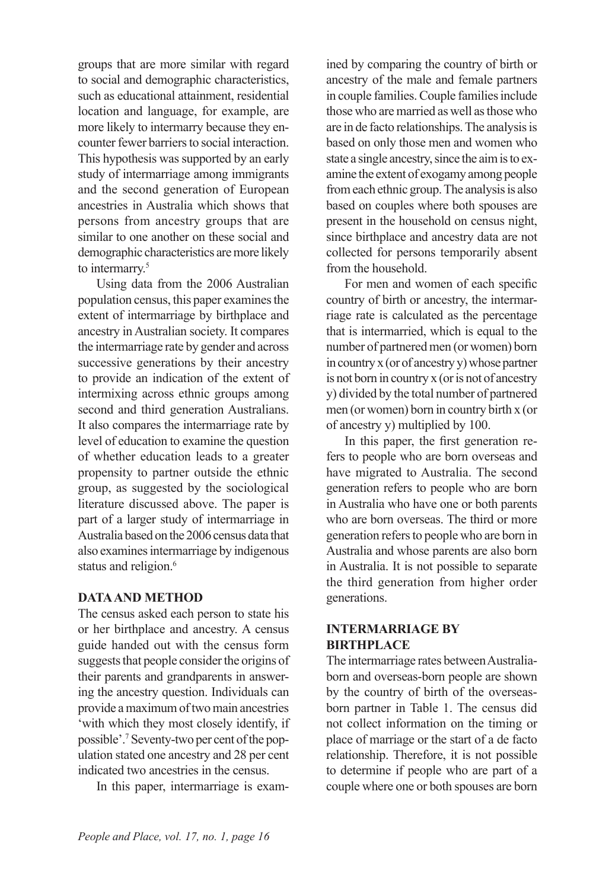groups that are more similar with regard to social and demographic characteristics, such as educational attainment, residential location and language, for example, are more likely to intermarry because they encounter fewer barriers to social interaction. This hypothesis was supported by an early study of intermarriage among immigrants and the second generation of European ancestries in Australia which shows that persons from ancestry groups that are similar to one another on these social and demographic characteristics are more likely to intermarry.[5]

Using data from the 2006 Australian population census, this paper examines the extent of intermarriage by birthplace and ancestry in Australian society. It compares the intermarriage rate by gender and across successive generations by their ancestry to provide an indication of the extent of intermixing across ethnic groups among second and third generation Australians. It also compares the intermarriage rate by level of education to examine the question of whether education leads to a greater propensity to partner outside the ethnic group, as suggested by the sociological literature discussed above. The paper is part of a larger study of intermarriage in Australia based on the 2006 census data that also examines intermarriage by indigenous status and religion.[6]

## DATA AND METHOD

The census asked each person to state his or her birthplace and ancestry. A census guide handed out with the census form suggests that people consider the origins of their parents and grandparents in answering the ancestry question. Individuals can provide a maximum of two main ancestries 'with which they most closely identify, if possible'.[7] Seventy-two per cent of the population stated one ancestry and 28 per cent indicated two ancestries in the census.

In this paper, intermarriage is examined by comparing the country of birth or ancestry of the male and female partners in couple families. Couple families include those who are married as well as those who are in de facto relationships. The analysis is based on only those men and women who state a single ancestry, since the aim is to examine the extent of exogamy among people from each ethnic group. The analysis is also based on couples where both spouses are present in the household on census night, since birthplace and ancestry data are not collected for persons temporarily absent from the household.

For men and women of each specific country of birth or ancestry, the intermarriage rate is calculated as the percentage that is intermarried, which is equal to the number of partnered men (or women) born in country x (or of ancestry y) whose partner is not born in country x (or is not of ancestry y) divided by the total number of partnered men (or women) born in country birth x (or of ancestry y) multiplied by 100.

In this paper, the first generation refers to people who are born overseas and have migrated to Australia. The second generation refers to people who are born in Australia who have one or both parents who are born overseas. The third or more generation refers to people who are born in Australia and whose parents are also born in Australia. It is not possible to separate the third generation from higher order generations.

## INTERMARRIAGE BY BIRTHPLACE

The intermarriage rates between Australia-born and overseas-born people are shown by the country of birth of the overseas-born partner in Table 1. The census did not collect information on the timing or place of marriage or the start of a de facto relationship. Therefore, it is not possible to determine if people who are part of a couple where one or both spouses are born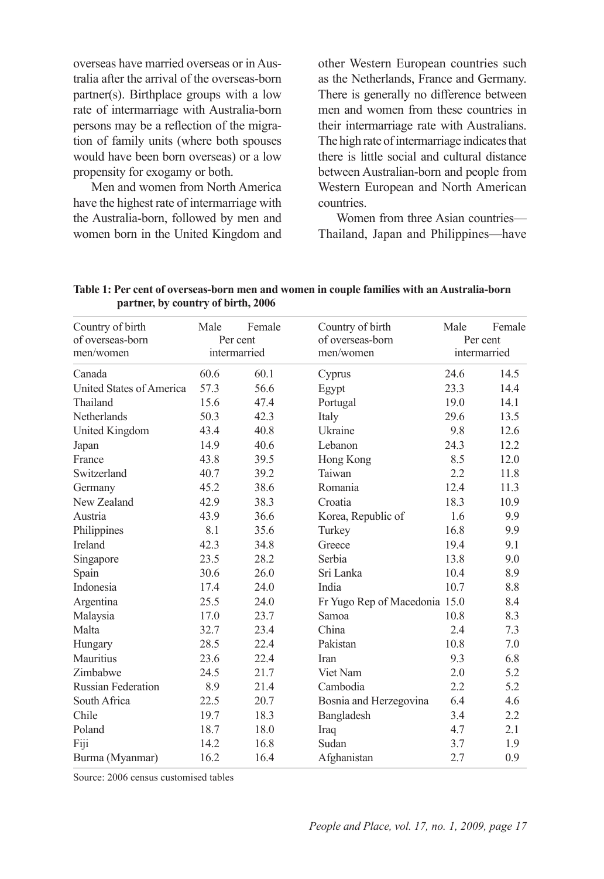overseas have married overseas or in Australia after the arrival of the overseas-born partner(s). Birthplace groups with a low rate of intermarriage with Australia-born persons may be a reflection of the migration of family units (where both spouses would have been born overseas) or a low propensity for exogamy or both.

Men and women from North America have the highest rate of intermarriage with the Australia-born, followed by men and women born in the United Kingdom and other Western European countries such as the Netherlands, France and Germany. There is generally no difference between men and women from these countries in their intermarriage rate with Australians. The high rate of intermarriage indicates that there is little social and cultural distance between Australian-born and people from Western European and North American countries.

Women from three Asian countries—Thailand, Japan and Philippines—have

**Table 1: Per cent of overseas-born men and women in couple families with an Australia-born partner, by country of birth, 2006**

| Country of birth of overseas-born men/women | Male | Female | Country of birth of overseas-born men/women | Male | Female |
|---|---|---|---|---|---|
| | Per cent intermarried | | | Per cent intermarried | |
| Canada | 60.6 | 60.1 | Cyprus | 24.6 | 14.5 |
| United States of America | 57.3 | 56.6 | Egypt | 23.3 | 14.4 |
| Thailand | 15.6 | 47.4 | Portugal | 19.0 | 14.1 |
| Netherlands | 50.3 | 42.3 | Italy | 29.6 | 13.5 |
| United Kingdom | 43.4 | 40.8 | Ukraine | 9.8 | 12.6 |
| Japan | 14.9 | 40.6 | Lebanon | 24.3 | 12.2 |
| France | 43.8 | 39.5 | Hong Kong | 8.5 | 12.0 |
| Switzerland | 40.7 | 39.2 | Taiwan | 2.2 | 11.8 |
| Germany | 45.2 | 38.6 | Romania | 12.4 | 11.3 |
| New Zealand | 42.9 | 38.3 | Croatia | 18.3 | 10.9 |
| Austria | 43.9 | 36.6 | Korea, Republic of | 1.6 | 9.9 |
| Philippines | 8.1 | 35.6 | Turkey | 16.8 | 9.9 |
| Ireland | 42.3 | 34.8 | Greece | 19.4 | 9.1 |
| Singapore | 23.5 | 28.2 | Serbia | 13.8 | 9.0 |
| Spain | 30.6 | 26.0 | Sri Lanka | 10.4 | 8.9 |
| Indonesia | 17.4 | 24.0 | India | 10.7 | 8.8 |
| Argentina | 25.5 | 24.0 | Fr Yugo Rep of Macedonia | 15.0 | 8.4 |
| Malaysia | 17.0 | 23.7 | Samoa | 10.8 | 8.3 |
| Malta | 32.7 | 23.4 | China | 2.4 | 7.3 |
| Hungary | 28.5 | 22.4 | Pakistan | 10.8 | 7.0 |
| Mauritius | 23.6 | 22.4 | Iran | 9.3 | 6.8 |
| Zimbabwe | 24.5 | 21.7 | Viet Nam | 2.0 | 5.2 |
| Russian Federation | 8.9 | 21.4 | Cambodia | 2.2 | 5.2 |
| South Africa | 22.5 | 20.7 | Bosnia and Herzegovina | 6.4 | 4.6 |
| Chile | 19.7 | 18.3 | Bangladesh | 3.4 | 2.2 |
| Poland | 18.7 | 18.0 | Iraq | 4.7 | 2.1 |
| Fiji | 14.2 | 16.8 | Sudan | 3.7 | 1.9 |
| Burma (Myanmar) | 16.2 | 16.4 | Afghanistan | 2.7 | 0.9 |

Source: 2006 census customised tables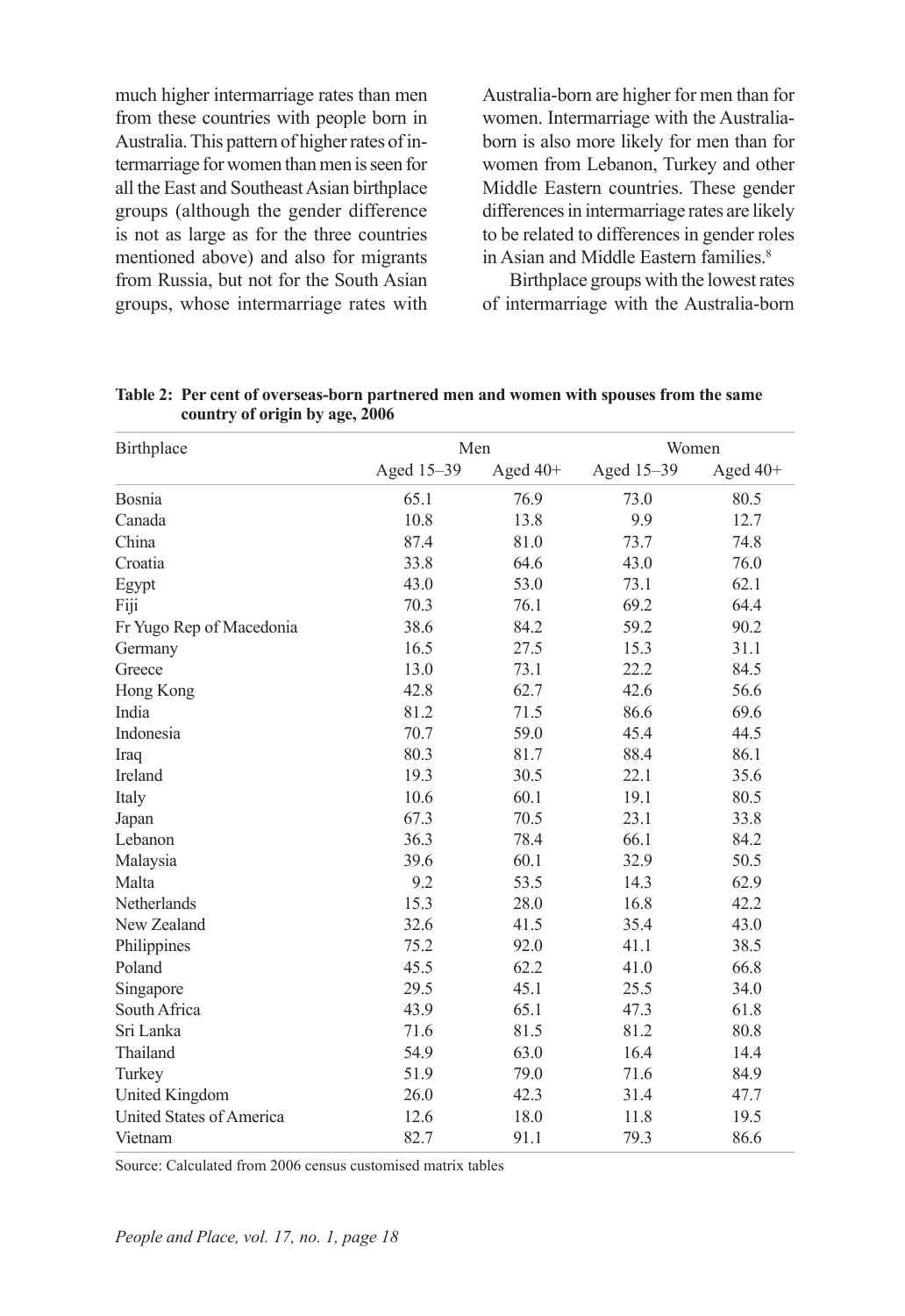much higher intermarriage rates than men from these countries with people born in Australia. This pattern of higher rates of intermarriage for women than men is seen for all the East and Southeast Asian birthplace groups (although the gender difference is not as large as for the three countries mentioned above) and also for migrants from Russia, but not for the South Asian groups, whose intermarriage rates with Australia-born are higher for men than for women. Intermarriage with the Australia-born is also more likely for men than for women from Lebanon, Turkey and other Middle Eastern countries. These gender differences in intermarriage rates are likely to be related to differences in gender roles in Asian and Middle Eastern families.[8]

Birthplace groups with the lowest rates of intermarriage with the Australia-born

**Table 2: Per cent of overseas-born partnered men and women with spouses from the same country of origin by age, 2006**

| Birthplace | Men | | Women | |
|---|---|---|---|---|
| | Aged 15–39 | Aged 40+ | Aged 15–39 | Aged 40+ |
| Bosnia | 65.1 | 76.9 | 73.0 | 80.5 |
| Canada | 10.8 | 13.8 | 9.9 | 12.7 |
| China | 87.4 | 81.0 | 73.7 | 74.8 |
| Croatia | 33.8 | 64.6 | 43.0 | 76.0 |
| Egypt | 43.0 | 53.0 | 73.1 | 62.1 |
| Fiji | 70.3 | 76.1 | 69.2 | 64.4 |
| Fr Yugo Rep of Macedonia | 38.6 | 84.2 | 59.2 | 90.2 |
| Germany | 16.5 | 27.5 | 15.3 | 31.1 |
| Greece | 13.0 | 73.1 | 22.2 | 84.5 |
| Hong Kong | 42.8 | 62.7 | 42.6 | 56.6 |
| India | 81.2 | 71.5 | 86.6 | 69.6 |
| Indonesia | 70.7 | 59.0 | 45.4 | 44.5 |
| Iraq | 80.3 | 81.7 | 88.4 | 86.1 |
| Ireland | 19.3 | 30.5 | 22.1 | 35.6 |
| Italy | 10.6 | 60.1 | 19.1 | 80.5 |
| Japan | 67.3 | 70.5 | 23.1 | 33.8 |
| Lebanon | 36.3 | 78.4 | 66.1 | 84.2 |
| Malaysia | 39.6 | 60.1 | 32.9 | 50.5 |
| Malta | 9.2 | 53.5 | 14.3 | 62.9 |
| Netherlands | 15.3 | 28.0 | 16.8 | 42.2 |
| New Zealand | 32.6 | 41.5 | 35.4 | 43.0 |
| Philippines | 75.2 | 92.0 | 41.1 | 38.5 |
| Poland | 45.5 | 62.2 | 41.0 | 66.8 |
| Singapore | 29.5 | 45.1 | 25.5 | 34.0 |
| South Africa | 43.9 | 65.1 | 47.3 | 61.8 |
| Sri Lanka | 71.6 | 81.5 | 81.2 | 80.8 |
| Thailand | 54.9 | 63.0 | 16.4 | 14.4 |
| Turkey | 51.9 | 79.0 | 71.6 | 84.9 |
| United Kingdom | 26.0 | 42.3 | 31.4 | 47.7 |
| United States of America | 12.6 | 18.0 | 11.8 | 19.5 |
| Vietnam | 82.7 | 91.1 | 79.3 | 86.6 |

Source: Calculated from 2006 census customised matrix tables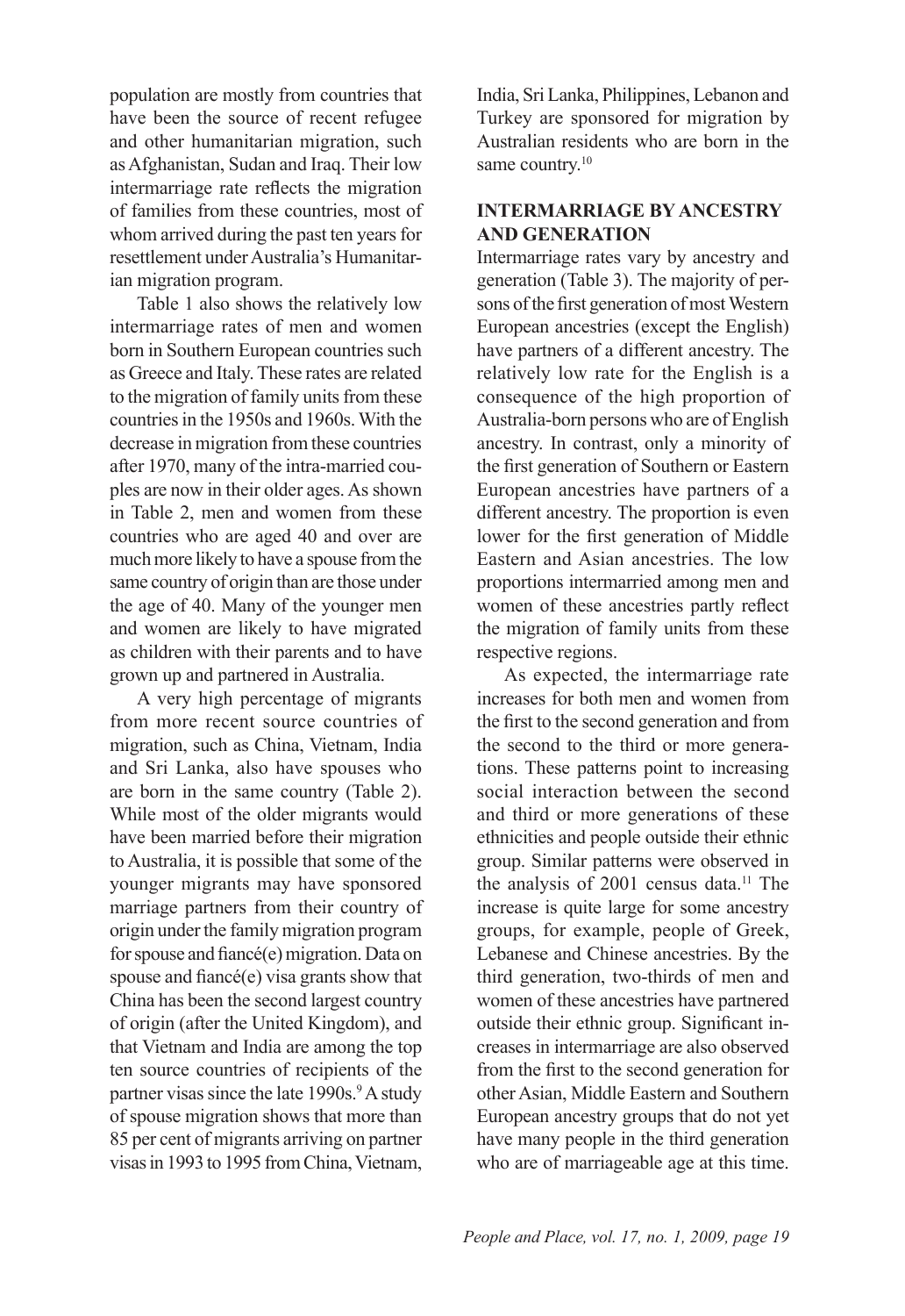population are mostly from countries that have been the source of recent refugee and other humanitarian migration, such as Afghanistan, Sudan and Iraq. Their low intermarriage rate reflects the migration of families from these countries, most of whom arrived during the past ten years for resettlement under Australia's Humanitarian migration program.

Table 1 also shows the relatively low intermarriage rates of men and women born in Southern European countries such as Greece and Italy. These rates are related to the migration of family units from these countries in the 1950s and 1960s. With the decrease in migration from these countries after 1970, many of the intra-married couples are now in their older ages. As shown in Table 2, men and women from these countries who are aged 40 and over are much more likely to have a spouse from the same country of origin than are those under the age of 40. Many of the younger men and women are likely to have migrated as children with their parents and to have grown up and partnered in Australia.

A very high percentage of migrants from more recent source countries of migration, such as China, Vietnam, India and Sri Lanka, also have spouses who are born in the same country (Table 2). While most of the older migrants would have been married before their migration to Australia, it is possible that some of the younger migrants may have sponsored marriage partners from their country of origin under the family migration program for spouse and fiancé(e) migration. Data on spouse and fiancé(e) visa grants show that China has been the second largest country of origin (after the United Kingdom), and that Vietnam and India are among the top ten source countries of recipients of the partner visas since the late 1990s.[9] A study of spouse migration shows that more than 85 per cent of migrants arriving on partner visas in 1993 to 1995 from China, Vietnam, India, Sri Lanka, Philippines, Lebanon and Turkey are sponsored for migration by Australian residents who are born in the same country.[10]

## INTERMARRIAGE BY ANCESTRY AND GENERATION

Intermarriage rates vary by ancestry and generation (Table 3). The majority of persons of the first generation of most Western European ancestries (except the English) have partners of a different ancestry. The relatively low rate for the English is a consequence of the high proportion of Australia-born persons who are of English ancestry. In contrast, only a minority of the first generation of Southern or Eastern European ancestries have partners of a different ancestry. The proportion is even lower for the first generation of Middle Eastern and Asian ancestries. The low proportions intermarried among men and women of these ancestries partly reflect the migration of family units from these respective regions.

As expected, the intermarriage rate increases for both men and women from the first to the second generation and from the second to the third or more generations. These patterns point to increasing social interaction between the second and third or more generations of these ethnicities and people outside their ethnic group. Similar patterns were observed in the analysis of 2001 census data.[11] The increase is quite large for some ancestry groups, for example, people of Greek, Lebanese and Chinese ancestries. By the third generation, two-thirds of men and women of these ancestries have partnered outside their ethnic group. Significant increases in intermarriage are also observed from the first to the second generation for other Asian, Middle Eastern and Southern European ancestry groups that do not yet have many people in the third generation who are of marriageable age at this time.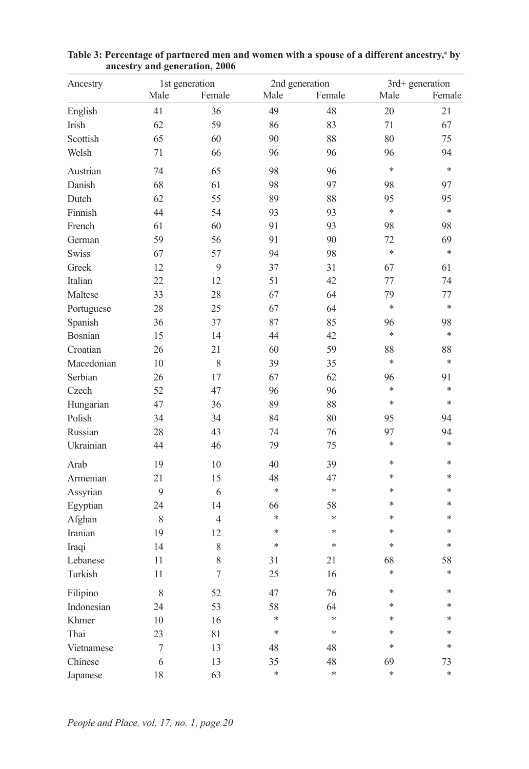**Table 3: Percentage of partnered men and women with a spouse of a different ancestry,[a] by ancestry and generation, 2006**

| Ancestry | 1st generation | | 2nd generation | | 3rd+ generation | |
|---|---|---|---|---|---|---|
| | Male | Female | Male | Female | Male | Female |
| English | 41 | 36 | 49 | 48 | 20 | 21 |
| Irish | 62 | 59 | 86 | 83 | 71 | 67 |
| Scottish | 65 | 60 | 90 | 88 | 80 | 75 |
| Welsh | 71 | 66 | 96 | 96 | 96 | 94 |
| Austrian | 74 | 65 | 98 | 96 | * | * |
| Danish | 68 | 61 | 98 | 97 | 98 | 97 |
| Dutch | 62 | 55 | 89 | 88 | 95 | 95 |
| Finnish | 44 | 54 | 93 | 93 | * | * |
| French | 61 | 60 | 91 | 93 | 98 | 98 |
| German | 59 | 56 | 91 | 90 | 72 | 69 |
| Swiss | 67 | 57 | 94 | 98 | * | * |
| Greek | 12 | 9 | 37 | 31 | 67 | 61 |
| Italian | 22 | 12 | 51 | 42 | 77 | 74 |
| Maltese | 33 | 28 | 67 | 64 | 79 | 77 |
| Portuguese | 28 | 25 | 67 | 64 | * | * |
| Spanish | 36 | 37 | 87 | 85 | 96 | 98 |
| Bosnian | 15 | 14 | 44 | 42 | * | * |
| Croatian | 26 | 21 | 60 | 59 | 88 | 88 |
| Macedonian | 10 | 8 | 39 | 35 | * | * |
| Serbian | 26 | 17 | 67 | 62 | 96 | 91 |
| Czech | 52 | 47 | 96 | 96 | * | * |
| Hungarian | 47 | 36 | 89 | 88 | * | * |
| Polish | 34 | 34 | 84 | 80 | 95 | 94 |
| Russian | 28 | 43 | 74 | 76 | 97 | 94 |
| Ukrainian | 44 | 46 | 79 | 75 | * | * |
| Arab | 19 | 10 | 40 | 39 | * | * |
| Armenian | 21 | 15 | 48 | 47 | * | * |
| Assyrian | 9 | 6 | * | * | * | * |
| Egyptian | 24 | 14 | 66 | 58 | * | * |
| Afghan | 8 | 4 | * | * | * | * |
| Iranian | 19 | 12 | * | * | * | * |
| Iraqi | 14 | 8 | * | * | * | * |
| Lebanese | 11 | 8 | 31 | 21 | 68 | 58 |
| Turkish | 11 | 7 | 25 | 16 | * | * |
| Filipino | 8 | 52 | 47 | 76 | * | * |
| Indonesian | 24 | 53 | 58 | 64 | * | * |
| Khmer | 10 | 16 | * | * | * | * |
| Thai | 23 | 81 | * | * | * | * |
| Vietnamese | 7 | 13 | 48 | 48 | * | * |
| Chinese | 6 | 13 | 35 | 48 | 69 | 73 |
| Japanese | 18 | 63 | * | * | * | * |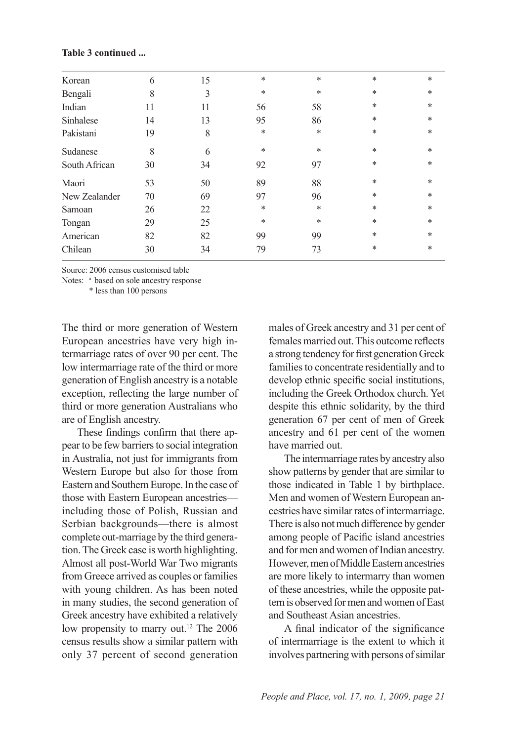**Table 3 continued ...**

| | | | | | | |
|---|---|---|---|---|---|---|
| Korean | 6 | 15 | * | * | * | * |
| Bengali | 8 | 3 | * | * | * | * |
| Indian | 11 | 11 | 56 | 58 | * | * |
| Sinhalese | 14 | 13 | 95 | 86 | * | * |
| Pakistani | 19 | 8 | * | * | * | * |
| Sudanese | 8 | 6 | * | * | * | * |
| South African | 30 | 34 | 92 | 97 | * | * |
| Maori | 53 | 50 | 89 | 88 | * | * |
| New Zealander | 70 | 69 | 97 | 96 | * | * |
| Samoan | 26 | 22 | * | * | * | * |
| Tongan | 29 | 25 | * | * | * | * |
| American | 82 | 82 | 99 | 99 | * | * |
| Chilean | 30 | 34 | 79 | 73 | * | * |

Source: 2006 census customised table

Notes: [a] based on sole ancestry response

\* less than 100 persons

The third or more generation of Western European ancestries have very high intermarriage rates of over 90 per cent. The low intermarriage rate of the third or more generation of English ancestry is a notable exception, reflecting the large number of third or more generation Australians who are of English ancestry.

These findings confirm that there appear to be few barriers to social integration in Australia, not just for immigrants from Western Europe but also for those from Eastern and Southern Europe. In the case of those with Eastern European ancestries—including those of Polish, Russian and Serbian backgrounds—there is almost complete out-marriage by the third generation. The Greek case is worth highlighting. Almost all post-World War Two migrants from Greece arrived as couples or families with young children. As has been noted in many studies, the second generation of Greek ancestry have exhibited a relatively low propensity to marry out.[12] The 2006 census results show a similar pattern with only 37 percent of second generation males of Greek ancestry and 31 per cent of females married out. This outcome reflects a strong tendency for first generation Greek families to concentrate residentially and to develop ethnic specific social institutions, including the Greek Orthodox church. Yet despite this ethnic solidarity, by the third generation 67 per cent of men of Greek ancestry and 61 per cent of the women have married out.

The intermarriage rates by ancestry also show patterns by gender that are similar to those indicated in Table 1 by birthplace. Men and women of Western European ancestries have similar rates of intermarriage. There is also not much difference by gender among people of Pacific island ancestries and for men and women of Indian ancestry. However, men of Middle Eastern ancestries are more likely to intermarry than women of these ancestries, while the opposite pattern is observed for men and women of East and Southeast Asian ancestries.

A final indicator of the significance of intermarriage is the extent to which it involves partnering with persons of similar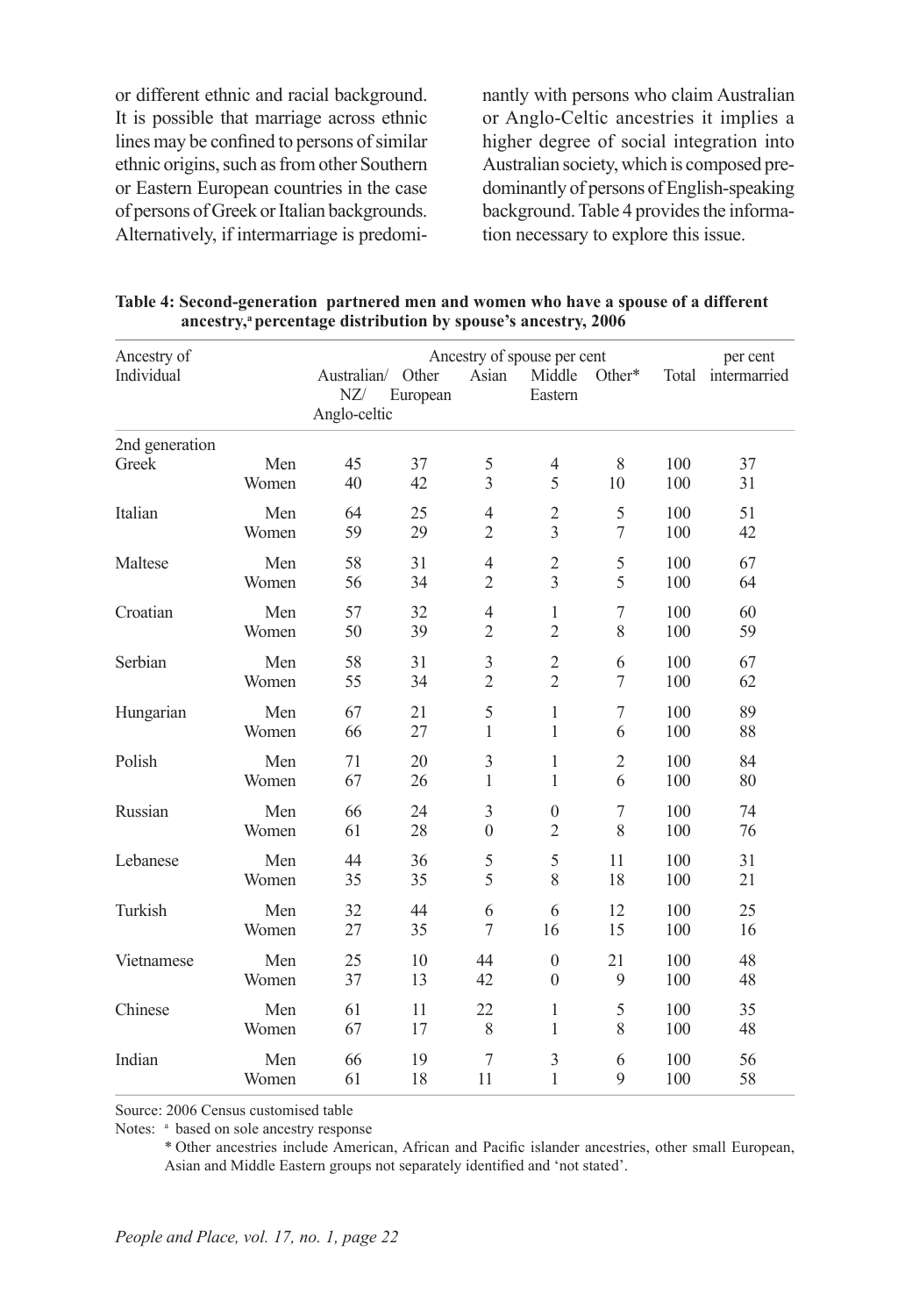or different ethnic and racial background. It is possible that marriage across ethnic lines may be confined to persons of similar ethnic origins, such as from other Southern or Eastern European countries in the case of persons of Greek or Italian backgrounds. Alternatively, if intermarriage is predominantly with persons who claim Australian or Anglo-Celtic ancestries it implies a higher degree of social integration into Australian society, which is composed predominantly of persons of English-speaking background. Table 4 provides the information necessary to explore this issue.

**Table 4: Second-generation partnered men and women who have a spouse of a different ancestry,[a] percentage distribution by spouse's ancestry, 2006**

| Ancestry of Individual | | Ancestry of spouse per cent | | | | | | per cent |
|---|---|---|---|---|---|---|---|---|
| | | Australian/ NZ/ Anglo-celtic | Other European | Asian | Middle Eastern | Other* | Total | intermarried |
| 2nd generation | | | | | | | | |
| Greek | Men | 45 | 37 | 5 | 4 | 8 | 100 | 37 |
| | Women | 40 | 42 | 3 | 5 | 10 | 100 | 31 |
| Italian | Men | 64 | 25 | 4 | 2 | 5 | 100 | 51 |
| | Women | 59 | 29 | 2 | 3 | 7 | 100 | 42 |
| Maltese | Men | 58 | 31 | 4 | 2 | 5 | 100 | 67 |
| | Women | 56 | 34 | 2 | 3 | 5 | 100 | 64 |
| Croatian | Men | 57 | 32 | 4 | 1 | 7 | 100 | 60 |
| | Women | 50 | 39 | 2 | 2 | 8 | 100 | 59 |
| Serbian | Men | 58 | 31 | 3 | 2 | 6 | 100 | 67 |
| | Women | 55 | 34 | 2 | 2 | 7 | 100 | 62 |
| Hungarian | Men | 67 | 21 | 5 | 1 | 7 | 100 | 89 |
| | Women | 66 | 27 | 1 | 1 | 6 | 100 | 88 |
| Polish | Men | 71 | 20 | 3 | 1 | 2 | 100 | 84 |
| | Women | 67 | 26 | 1 | 1 | 6 | 100 | 80 |
| Russian | Men | 66 | 24 | 3 | 0 | 7 | 100 | 74 |
| | Women | 61 | 28 | 0 | 2 | 8 | 100 | 76 |
| Lebanese | Men | 44 | 36 | 5 | 5 | 11 | 100 | 31 |
| | Women | 35 | 35 | 5 | 8 | 18 | 100 | 21 |
| Turkish | Men | 32 | 44 | 6 | 6 | 12 | 100 | 25 |
| | Women | 27 | 35 | 7 | 16 | 15 | 100 | 16 |
| Vietnamese | Men | 25 | 10 | 44 | 0 | 21 | 100 | 48 |
| | Women | 37 | 13 | 42 | 0 | 9 | 100 | 48 |
| Chinese | Men | 61 | 11 | 22 | 1 | 5 | 100 | 35 |
| | Women | 67 | 17 | 8 | 1 | 8 | 100 | 48 |
| Indian | Men | 66 | 19 | 7 | 3 | 6 | 100 | 56 |
| | Women | 61 | 18 | 11 | 1 | 9 | 100 | 58 |

Source: 2006 Census customised table

Notes: [a] based on sole ancestry response

\* Other ancestries include American, African and Pacific islander ancestries, other small European, Asian and Middle Eastern groups not separately identified and 'not stated'.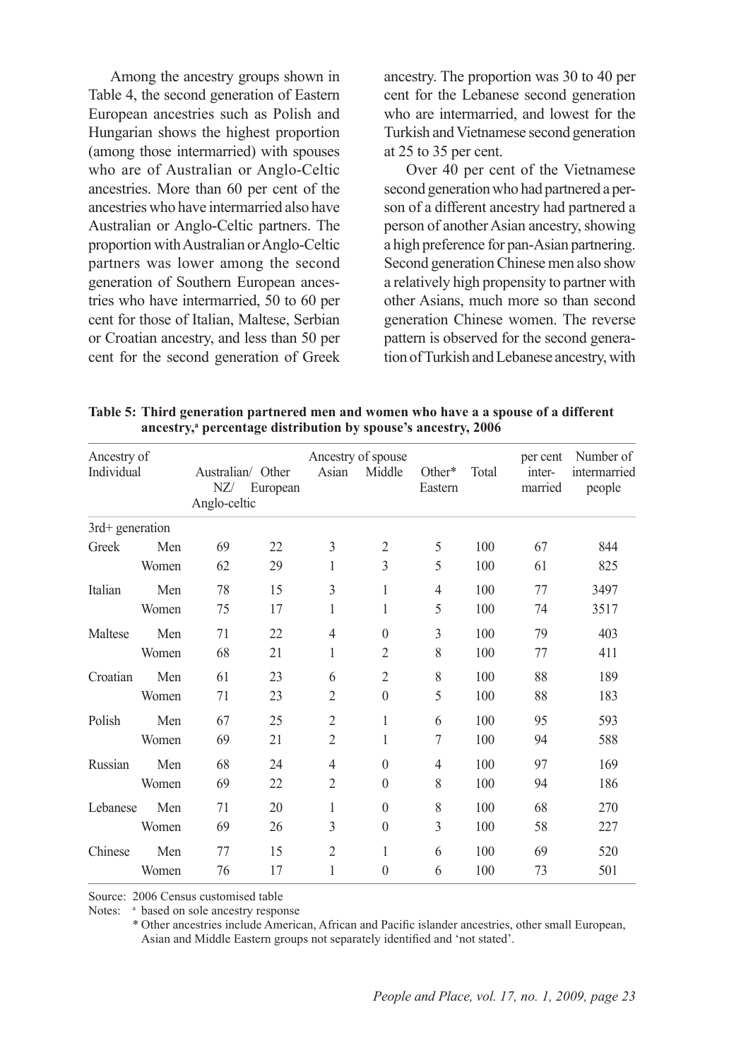Among the ancestry groups shown in Table 4, the second generation of Eastern European ancestries such as Polish and Hungarian shows the highest proportion (among those intermarried) with spouses who are of Australian or Anglo-Celtic ancestries. More than 60 per cent of the ancestries who have intermarried also have Australian or Anglo-Celtic partners. The proportion with Australian or Anglo-Celtic partners was lower among the second generation of Southern European ancestries who have intermarried, 50 to 60 per cent for those of Italian, Maltese, Serbian or Croatian ancestry, and less than 50 per cent for the second generation of Greek ancestry. The proportion was 30 to 40 per cent for the Lebanese second generation who are intermarried, and lowest for the Turkish and Vietnamese second generation at 25 to 35 per cent.

Over 40 per cent of the Vietnamese second generation who had partnered a person of a different ancestry had partnered a person of another Asian ancestry, showing a high preference for pan-Asian partnering. Second generation Chinese men also show a relatively high propensity to partner with other Asians, much more so than second generation Chinese women. The reverse pattern is observed for the second generation of Turkish and Lebanese ancestry, with

**Table 5: Third generation partnered men and women who have a a spouse of a different ancestry,[a] percentage distribution by spouse's ancestry, 2006**

| Ancestry of Individual | | Australian/ NZ/ Anglo-celtic | Other European | Asian | Middle Eastern | Other* | Total | per cent inter-married | Number of intermarried people |
|---|---|---|---|---|---|---|---|---|---|
| 3rd+ generation | | | | | | | | | |
| Greek | Men | 69 | 22 | 3 | 2 | 5 | 100 | 67 | 844 |
| | Women | 62 | 29 | 1 | 3 | 5 | 100 | 61 | 825 |
| Italian | Men | 78 | 15 | 3 | 1 | 4 | 100 | 77 | 3497 |
| | Women | 75 | 17 | 1 | 1 | 5 | 100 | 74 | 3517 |
| Maltese | Men | 71 | 22 | 4 | 0 | 3 | 100 | 79 | 403 |
| | Women | 68 | 21 | 1 | 2 | 8 | 100 | 77 | 411 |
| Croatian | Men | 61 | 23 | 6 | 2 | 8 | 100 | 88 | 189 |
| | Women | 71 | 23 | 2 | 0 | 5 | 100 | 88 | 183 |
| Polish | Men | 67 | 25 | 2 | 1 | 6 | 100 | 95 | 593 |
| | Women | 69 | 21 | 2 | 1 | 7 | 100 | 94 | 588 |
| Russian | Men | 68 | 24 | 4 | 0 | 4 | 100 | 97 | 169 |
| | Women | 69 | 22 | 2 | 0 | 8 | 100 | 94 | 186 |
| Lebanese | Men | 71 | 20 | 1 | 0 | 8 | 100 | 68 | 270 |
| | Women | 69 | 26 | 3 | 0 | 3 | 100 | 58 | 227 |
| Chinese | Men | 77 | 15 | 2 | 1 | 6 | 100 | 69 | 520 |
| | Women | 76 | 17 | 1 | 0 | 6 | 100 | 73 | 501 |

Source: 2006 Census customised table

Notes: [a] based on sole ancestry response

\* Other ancestries include American, African and Pacific islander ancestries, other small European, Asian and Middle Eastern groups not separately identified and 'not stated'.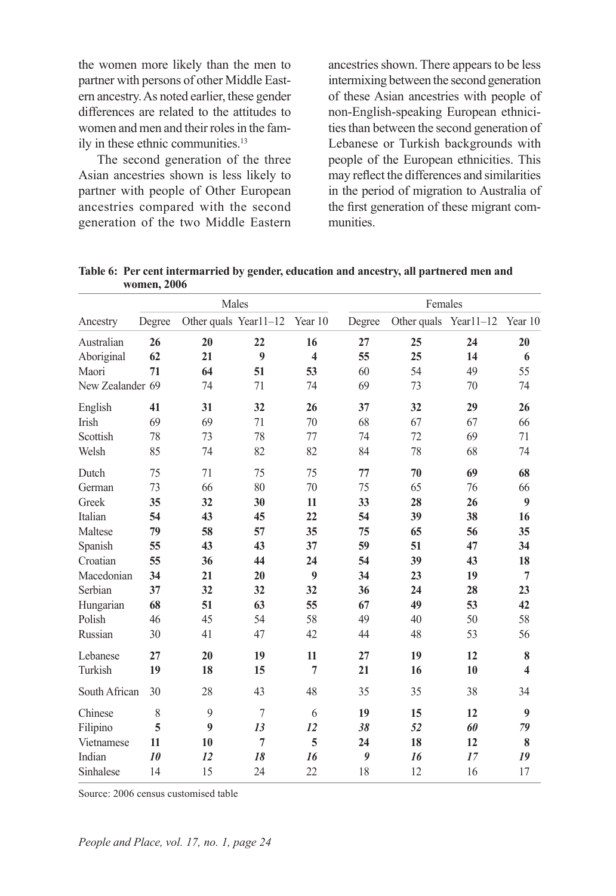the women more likely than the men to partner with persons of other Middle Eastern ancestry. As noted earlier, these gender differences are related to the attitudes to women and men and their roles in the family in these ethnic communities.[13]

The second generation of the three Asian ancestries shown is less likely to partner with people of Other European ancestries compared with the second generation of the two Middle Eastern ancestries shown. There appears to be less intermixing between the second generation of these Asian ancestries with people of non-English-speaking European ethnicities than between the second generation of Lebanese or Turkish backgrounds with people of the European ethnicities. This may reflect the differences and similarities in the period of migration to Australia of the first generation of these migrant communities.

**Table 6: Per cent intermarried by gender, education and ancestry, all partnered men and women, 2006**

| | Males | | | | Females | | | |
|---|---|---|---|---|---|---|---|---|
| Ancestry | Degree | Other quals | Year11–12 | Year 10 | Degree | Other quals | Year11–12 | Year 10 |
| Australian | **26** | **20** | **22** | **16** | **27** | **25** | **24** | **20** |
| Aboriginal | **62** | **21** | **9** | **4** | **55** | **25** | **14** | **6** |
| Maori | **71** | **64** | **51** | **53** | 60 | 54 | 49 | 55 |
| New Zealander | 69 | 74 | 71 | 74 | 69 | 73 | 70 | 74 |
| English | **41** | **31** | **32** | **26** | **37** | **32** | **29** | **26** |
| Irish | 69 | 69 | 71 | 70 | 68 | 67 | 67 | 66 |
| Scottish | 78 | 73 | 78 | 77 | 74 | 72 | 69 | 71 |
| Welsh | 85 | 74 | 82 | 82 | 84 | 78 | 68 | 74 |
| Dutch | 75 | 71 | 75 | 75 | **77** | **70** | **69** | **68** |
| German | 73 | 66 | 80 | 70 | 75 | 65 | 76 | 66 |
| Greek | **35** | **32** | **30** | **11** | **33** | **28** | **26** | **9** |
| Italian | **54** | **43** | **45** | **22** | **54** | **39** | **38** | **16** |
| Maltese | **79** | **58** | **57** | **35** | **75** | **65** | **56** | **35** |
| Spanish | **55** | **43** | **43** | **37** | **59** | **51** | **47** | **34** |
| Croatian | **55** | **36** | **44** | **24** | **54** | **39** | **43** | **18** |
| Macedonian | **34** | **21** | **20** | **9** | **34** | **23** | **19** | **7** |
| Serbian | **37** | **32** | **32** | **32** | **36** | **24** | **28** | **23** |
| Hungarian | **68** | **51** | **63** | **55** | **67** | **49** | **53** | **42** |
| Polish | 46 | 45 | 54 | 58 | 49 | 40 | 50 | 58 |
| Russian | 30 | 41 | 47 | 42 | 44 | 48 | 53 | 56 |
| Lebanese | **27** | **20** | **19** | **11** | **27** | **19** | **12** | **8** |
| Turkish | **19** | **18** | **15** | **7** | **21** | **16** | **10** | **4** |
| South African | 30 | 28 | 43 | 48 | 35 | 35 | 38 | 34 |
| Chinese | 8 | 9 | 7 | 6 | **19** | **15** | **12** | **9** |
| Filipino | **5** | **9** | ***13*** | ***12*** | ***38*** | ***52*** | ***60*** | ***79*** |
| Vietnamese | **11** | **10** | **7** | **5** | **24** | **18** | **12** | **8** |
| Indian | ***10*** | ***12*** | ***18*** | ***16*** | ***9*** | ***16*** | ***17*** | ***19*** |
| Sinhalese | 14 | 15 | 24 | 22 | 18 | 12 | 16 | 17 |

Source: 2006 census customised table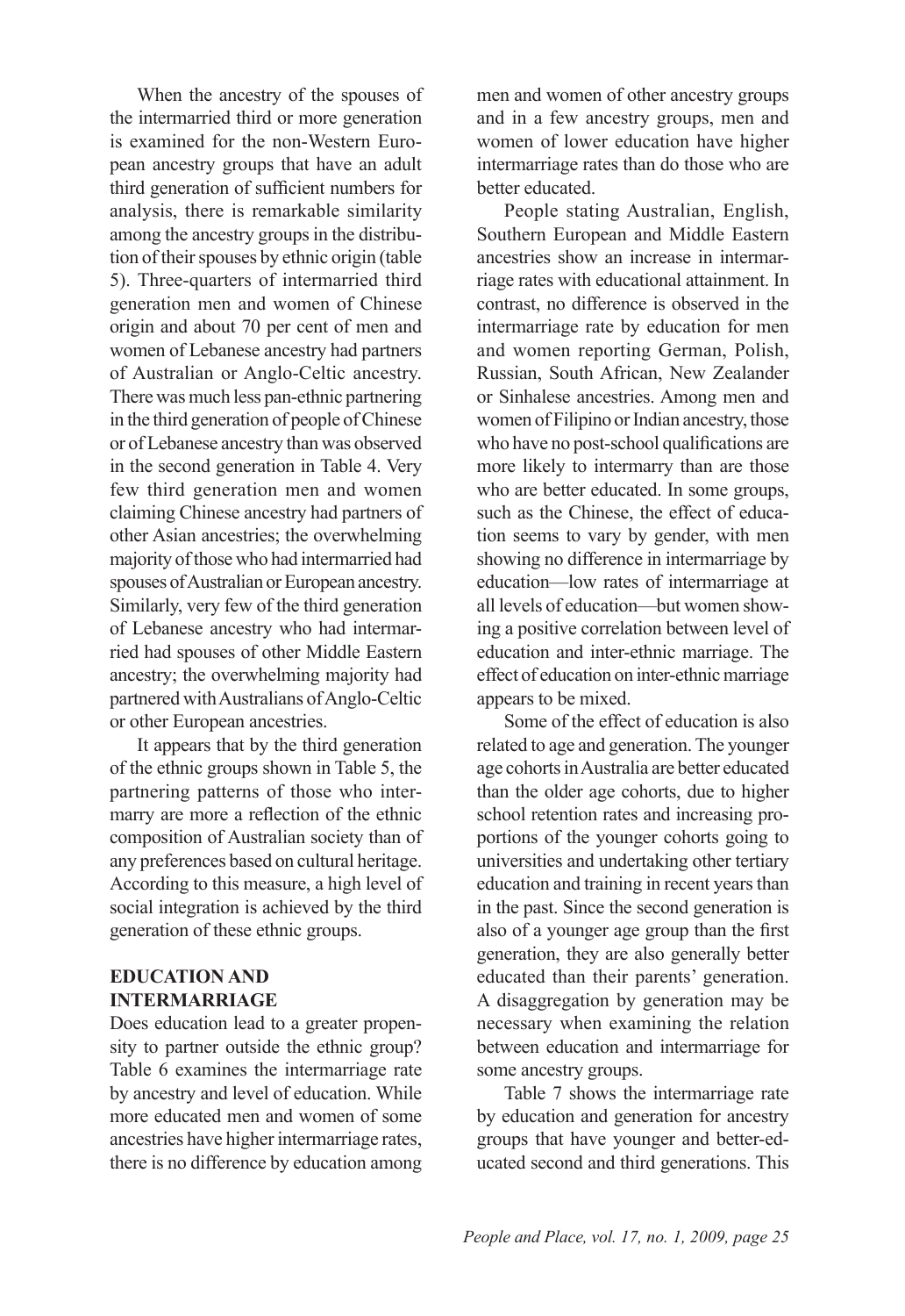When the ancestry of the spouses of the intermarried third or more generation is examined for the non-Western European ancestry groups that have an adult third generation of sufficient numbers for analysis, there is remarkable similarity among the ancestry groups in the distribution of their spouses by ethnic origin (table 5). Three-quarters of intermarried third generation men and women of Chinese origin and about 70 per cent of men and women of Lebanese ancestry had partners of Australian or Anglo-Celtic ancestry. There was much less pan-ethnic partnering in the third generation of people of Chinese or of Lebanese ancestry than was observed in the second generation in Table 4. Very few third generation men and women claiming Chinese ancestry had partners of other Asian ancestries; the overwhelming majority of those who had intermarried had spouses of Australian or European ancestry. Similarly, very few of the third generation of Lebanese ancestry who had intermarried had spouses of other Middle Eastern ancestry; the overwhelming majority had partnered with Australians of Anglo-Celtic or other European ancestries.

It appears that by the third generation of the ethnic groups shown in Table 5, the partnering patterns of those who intermarry are more a reflection of the ethnic composition of Australian society than of any preferences based on cultural heritage. According to this measure, a high level of social integration is achieved by the third generation of these ethnic groups.

## EDUCATION AND INTERMARRIAGE

Does education lead to a greater propensity to partner outside the ethnic group? Table 6 examines the intermarriage rate by ancestry and level of education. While more educated men and women of some ancestries have higher intermarriage rates, there is no difference by education among men and women of other ancestry groups and in a few ancestry groups, men and women of lower education have higher intermarriage rates than do those who are better educated.

People stating Australian, English, Southern European and Middle Eastern ancestries show an increase in intermarriage rates with educational attainment. In contrast, no difference is observed in the intermarriage rate by education for men and women reporting German, Polish, Russian, South African, New Zealander or Sinhalese ancestries. Among men and women of Filipino or Indian ancestry, those who have no post-school qualifications are more likely to intermarry than are those who are better educated. In some groups, such as the Chinese, the effect of education seems to vary by gender, with men showing no difference in intermarriage by education—low rates of intermarriage at all levels of education—but women showing a positive correlation between level of education and inter-ethnic marriage. The effect of education on inter-ethnic marriage appears to be mixed.

Some of the effect of education is also related to age and generation. The younger age cohorts in Australia are better educated than the older age cohorts, due to higher school retention rates and increasing proportions of the younger cohorts going to universities and undertaking other tertiary education and training in recent years than in the past. Since the second generation is also of a younger age group than the first generation, they are also generally better educated than their parents' generation. A disaggregation by generation may be necessary when examining the relation between education and intermarriage for some ancestry groups.

Table 7 shows the intermarriage rate by education and generation for ancestry groups that have younger and better-educated second and third generations. This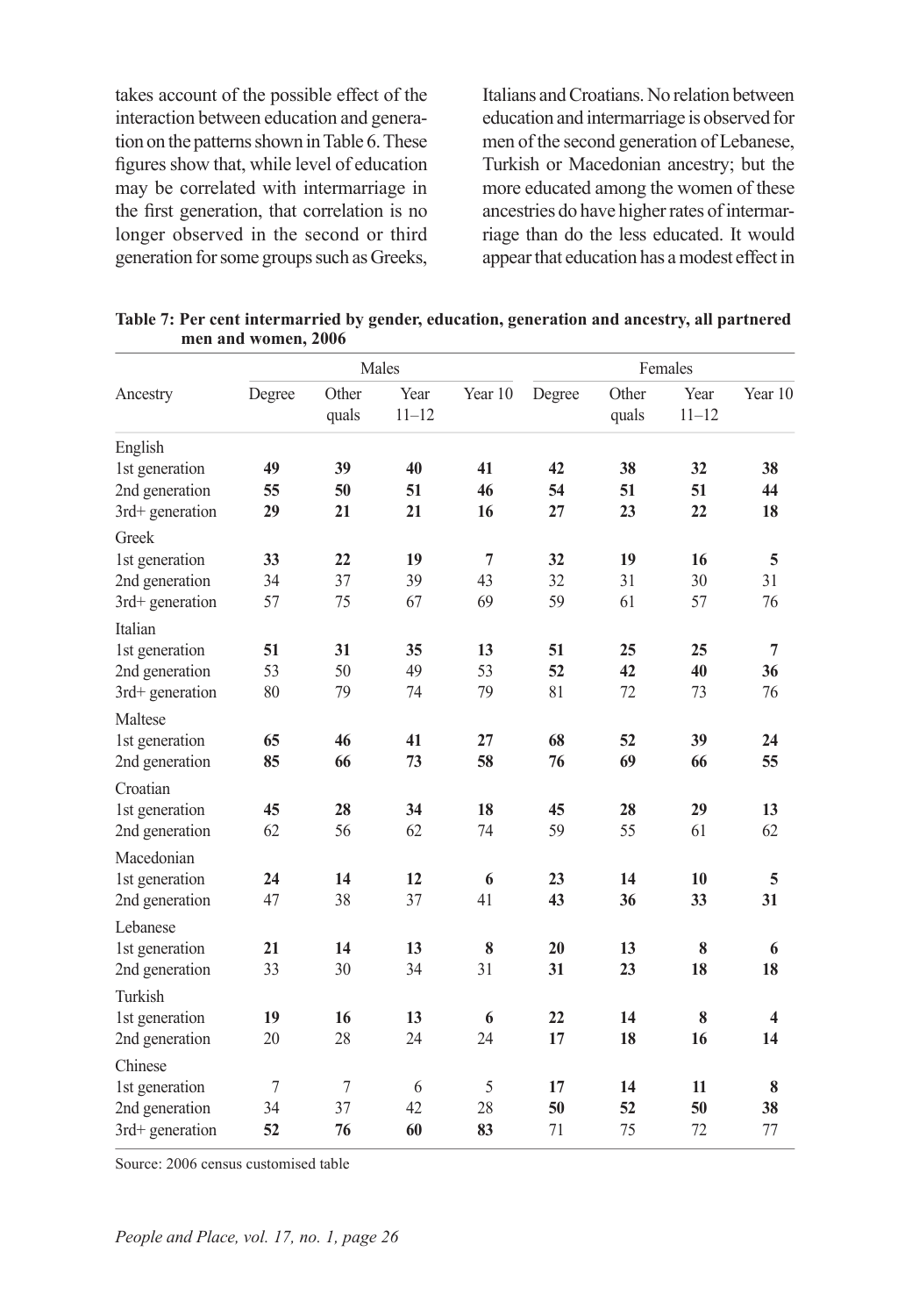takes account of the possible effect of the interaction between education and generation on the patterns shown in Table 6. These figures show that, while level of education may be correlated with intermarriage in the first generation, that correlation is no longer observed in the second or third generation for some groups such as Greeks, Italians and Croatians. No relation between education and intermarriage is observed for men of the second generation of Lebanese, Turkish or Macedonian ancestry; but the more educated among the women of these ancestries do have higher rates of intermarriage than do the less educated. It would appear that education has a modest effect in

**Table 7: Per cent intermarried by gender, education, generation and ancestry, all partnered men and women, 2006**

| Ancestry | Males | | | | Females | | | |
|---|---|---|---|---|---|---|---|---|
| | Degree | Other quals | Year 11–12 | Year 10 | Degree | Other quals | Year 11–12 | Year 10 |
| English | | | | | | | | |
| 1st generation | **49** | **39** | **40** | **41** | **42** | **38** | **32** | **38** |
| 2nd generation | **55** | **50** | **51** | **46** | **54** | **51** | **51** | **44** |
| 3rd+ generation | **29** | **21** | **21** | **16** | **27** | **23** | **22** | **18** |
| Greek | | | | | | | | |
| 1st generation | **33** | **22** | **19** | **7** | **32** | **19** | **16** | **5** |
| 2nd generation | 34 | 37 | 39 | 43 | 32 | 31 | 30 | 31 |
| 3rd+ generation | 57 | 75 | 67 | 69 | 59 | 61 | 57 | 76 |
| Italian | | | | | | | | |
| 1st generation | **51** | **31** | **35** | **13** | **51** | **25** | **25** | **7** |
| 2nd generation | 53 | 50 | 49 | 53 | **52** | **42** | **40** | **36** |
| 3rd+ generation | 80 | 79 | 74 | 79 | 81 | 72 | 73 | 76 |
| Maltese | | | | | | | | |
| 1st generation | **65** | **46** | **41** | **27** | **68** | **52** | **39** | **24** |
| 2nd generation | **85** | **66** | **73** | **58** | **76** | **69** | **66** | **55** |
| Croatian | | | | | | | | |
| 1st generation | **45** | **28** | **34** | **18** | **45** | **28** | **29** | **13** |
| 2nd generation | 62 | 56 | 62 | 74 | 59 | 55 | 61 | 62 |
| Macedonian | | | | | | | | |
| 1st generation | **24** | **14** | **12** | **6** | **23** | **14** | **10** | **5** |
| 2nd generation | 47 | 38 | 37 | 41 | **43** | **36** | **33** | **31** |
| Lebanese | | | | | | | | |
| 1st generation | **21** | **14** | **13** | **8** | **20** | **13** | **8** | **6** |
| 2nd generation | 33 | 30 | 34 | 31 | **31** | **23** | **18** | **18** |
| Turkish | | | | | | | | |
| 1st generation | **19** | **16** | **13** | **6** | **22** | **14** | **8** | **4** |
| 2nd generation | 20 | 28 | 24 | 24 | **17** | **18** | **16** | **14** |
| Chinese | | | | | | | | |
| 1st generation | 7 | 7 | 6 | 5 | **17** | **14** | **11** | **8** |
| 2nd generation | 34 | 37 | 42 | 28 | **50** | **52** | **50** | **38** |
| 3rd+ generation | **52** | **76** | **60** | **83** | 71 | 75 | 72 | 77 |

Source: 2006 census customised table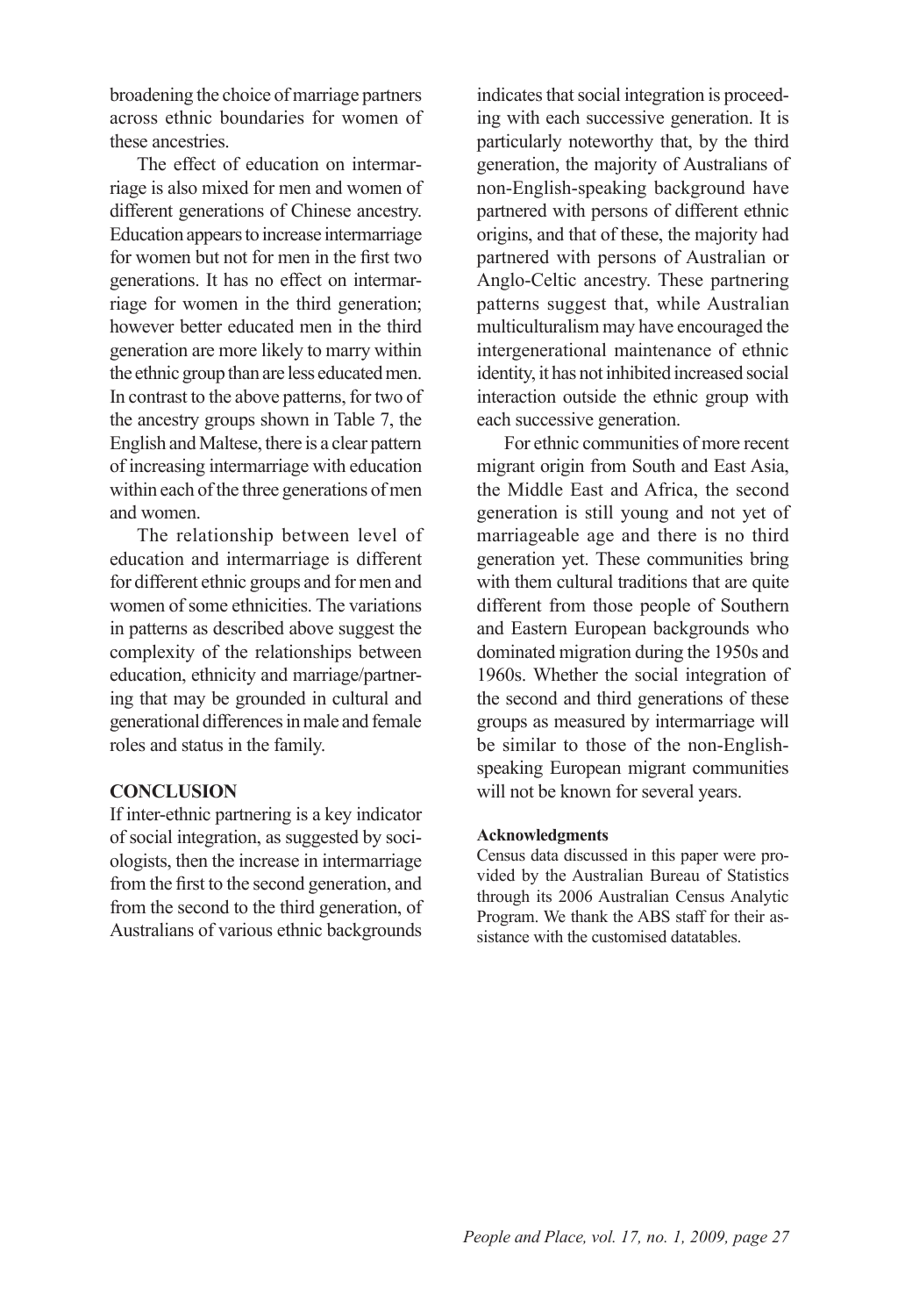broadening the choice of marriage partners across ethnic boundaries for women of these ancestries.

The effect of education on intermarriage is also mixed for men and women of different generations of Chinese ancestry. Education appears to increase intermarriage for women but not for men in the first two generations. It has no effect on intermarriage for women in the third generation; however better educated men in the third generation are more likely to marry within the ethnic group than are less educated men. In contrast to the above patterns, for two of the ancestry groups shown in Table 7, the English and Maltese, there is a clear pattern of increasing intermarriage with education within each of the three generations of men and women.

The relationship between level of education and intermarriage is different for different ethnic groups and for men and women of some ethnicities. The variations in patterns as described above suggest the complexity of the relationships between education, ethnicity and marriage/partnering that may be grounded in cultural and generational differences in male and female roles and status in the family.

## CONCLUSION

If inter-ethnic partnering is a key indicator of social integration, as suggested by sociologists, then the increase in intermarriage from the first to the second generation, and from the second to the third generation, of Australians of various ethnic backgrounds indicates that social integration is proceeding with each successive generation. It is particularly noteworthy that, by the third generation, the majority of Australians of non-English-speaking background have partnered with persons of different ethnic origins, and that of these, the majority had partnered with persons of Australian or Anglo-Celtic ancestry. These partnering patterns suggest that, while Australian multiculturalism may have encouraged the intergenerational maintenance of ethnic identity, it has not inhibited increased social interaction outside the ethnic group with each successive generation.

For ethnic communities of more recent migrant origin from South and East Asia, the Middle East and Africa, the second generation is still young and not yet of marriageable age and there is no third generation yet. These communities bring with them cultural traditions that are quite different from those people of Southern and Eastern European backgrounds who dominated migration during the 1950s and 1960s. Whether the social integration of the second and third generations of these groups as measured by intermarriage will be similar to those of the non-English-speaking European migrant communities will not be known for several years.

### Acknowledgments

Census data discussed in this paper were provided by the Australian Bureau of Statistics through its 2006 Australian Census Analytic Program. We thank the ABS staff for their assistance with the customised datatables.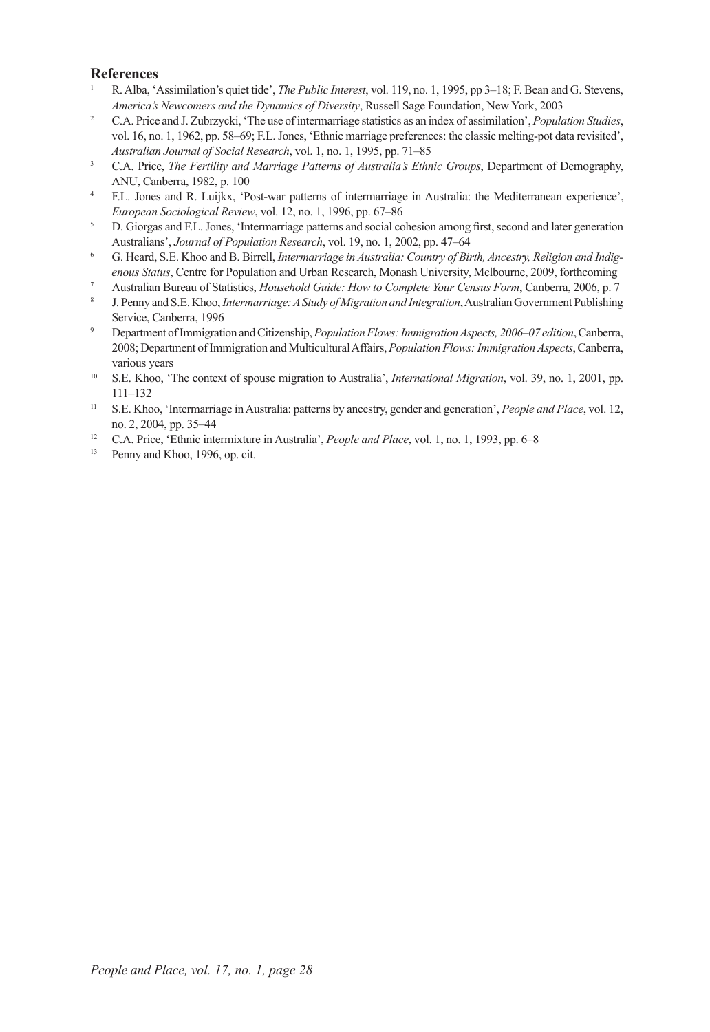## References

1. R. Alba, 'Assimilation's quiet tide', *The Public Interest*, vol. 119, no. 1, 1995, pp 3–18; F. Bean and G. Stevens, *America's Newcomers and the Dynamics of Diversity*, Russell Sage Foundation, New York, 2003
2. C.A. Price and J. Zubrzycki, 'The use of intermarriage statistics as an index of assimilation', *Population Studies*, vol. 16, no. 1, 1962, pp. 58–69; F.L. Jones, 'Ethnic marriage preferences: the classic melting-pot data revisited', *Australian Journal of Social Research*, vol. 1, no. 1, 1995, pp. 71–85
3. C.A. Price, *The Fertility and Marriage Patterns of Australia's Ethnic Groups*, Department of Demography, ANU, Canberra, 1982, p. 100
4. F.L. Jones and R. Luijkx, 'Post-war patterns of intermarriage in Australia: the Mediterranean experience', *European Sociological Review*, vol. 12, no. 1, 1996, pp. 67–86
5. D. Giorgas and F.L. Jones, 'Intermarriage patterns and social cohesion among first, second and later generation Australians', *Journal of Population Research*, vol. 19, no. 1, 2002, pp. 47–64
6. G. Heard, S.E. Khoo and B. Birrell, *Intermarriage in Australia: Country of Birth, Ancestry, Religion and Indigenous Status*, Centre for Population and Urban Research, Monash University, Melbourne, 2009, forthcoming
7. Australian Bureau of Statistics, *Household Guide: How to Complete Your Census Form*, Canberra, 2006, p. 7
8. J. Penny and S.E. Khoo, *Intermarriage: A Study of Migration and Integration*, Australian Government Publishing Service, Canberra, 1996
9. Department of Immigration and Citizenship, *Population Flows: Immigration Aspects, 2006–07 edition*, Canberra, 2008; Department of Immigration and Multicultural Affairs, *Population Flows: Immigration Aspects*, Canberra, various years
10. S.E. Khoo, 'The context of spouse migration to Australia', *International Migration*, vol. 39, no. 1, 2001, pp. 111–132
11. S.E. Khoo, 'Intermarriage in Australia: patterns by ancestry, gender and generation', *People and Place*, vol. 12, no. 2, 2004, pp. 35–44
12. C.A. Price, 'Ethnic intermixture in Australia', *People and Place*, vol. 1, no. 1, 1993, pp. 6–8
13. Penny and Khoo, 1996, op. cit.